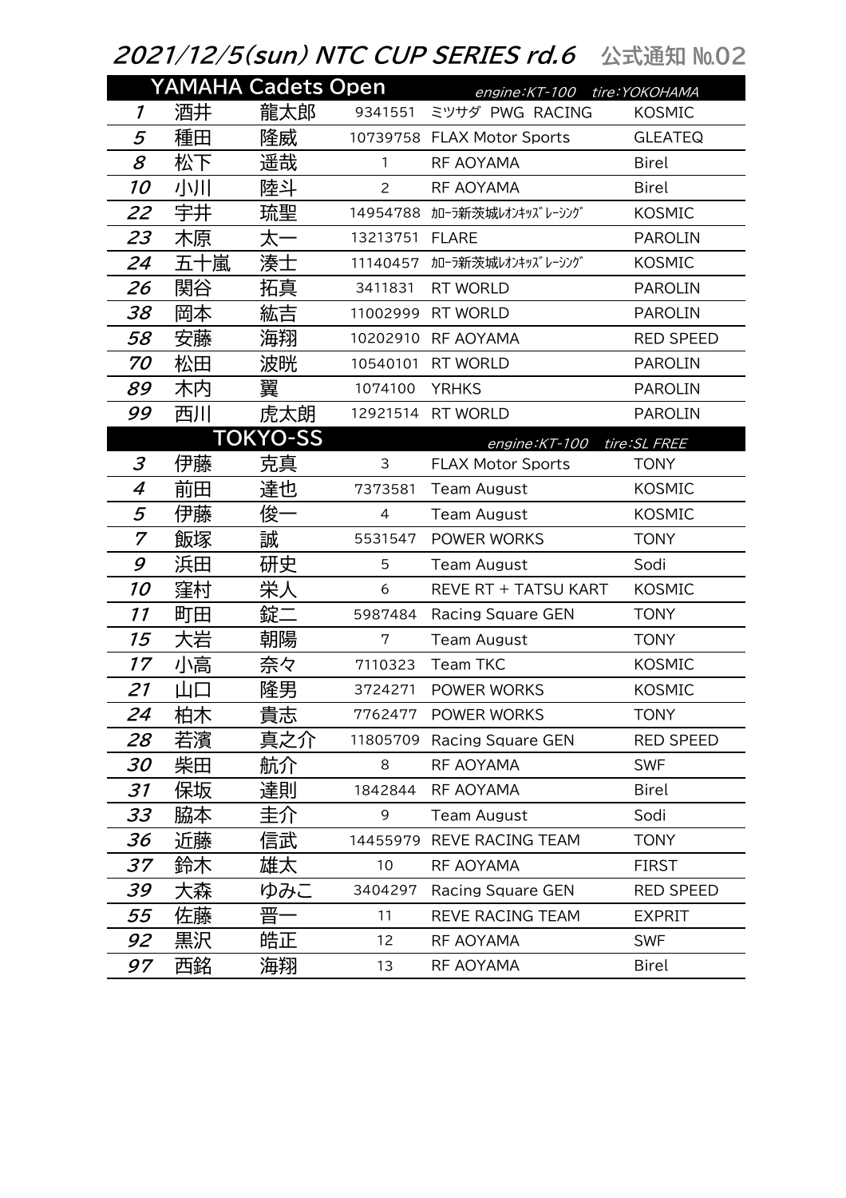# 2021/12/5(sun) NTC CUP SERIES rd.6　公式通知 №.02

## YAMAHA Cadets Open

*engine:KT-100　tire:YOKOHAMA*

| No. | 姓 | 名 | ライセンス | チーム | シャシー |
|---|---|---|---|---|---|
| 1 | 酒井 | 龍太郎 | 9341551 | ミツサダ PWG RACING | KOSMIC |
| 5 | 種田 | 隆威 | 10739758 | FLAX Motor Sports | GLEATEQ |
| 8 | 松下 | 遥哉 | 1 | RF AOYAMA | Birel |
| 10 | 小川 | 陸斗 | 2 | RF AOYAMA | Birel |
| 22 | 宇井 | 琉聖 | 14954788 | ｶﾛｰﾗ新茨城ﾚｵﾝｷｯｽﾞﾚｰｼﾝｸﾞ | KOSMIC |
| 23 | 木原 | 太一 | 13213751 | FLARE | PAROLIN |
| 24 | 五十嵐 | 湊士 | 11140457 | ｶﾛｰﾗ新茨城ﾚｵﾝｷｯｽﾞﾚｰｼﾝｸﾞ | KOSMIC |
| 26 | 関谷 | 拓真 | 3411831 | RT WORLD | PAROLIN |
| 38 | 岡本 | 紘吉 | 11002999 | RT WORLD | PAROLIN |
| 58 | 安藤 | 海翔 | 10202910 | RF AOYAMA | RED SPEED |
| 70 | 松田 | 波晄 | 10540101 | RT WORLD | PAROLIN |
| 89 | 木内 | 翼 | 1074100 | YRHKS | PAROLIN |
| 99 | 西川 | 虎太朗 | 12921514 | RT WORLD | PAROLIN |

## TOKYO-SS

*engine:KT-100　tire:SL FREE*

| No. | 姓 | 名 | ライセンス | チーム | シャシー |
|---|---|---|---|---|---|
| 3 | 伊藤 | 克真 | 3 | FLAX Motor Sports | TONY |
| 4 | 前田 | 達也 | 7373581 | Team August | KOSMIC |
| 5 | 伊藤 | 俊一 | 4 | Team August | KOSMIC |
| 7 | 飯塚 | 誠 | 5531547 | POWER WORKS | TONY |
| 9 | 浜田 | 研史 | 5 | Team August | Sodi |
| 10 | 窪村 | 栄人 | 6 | REVE RT + TATSU KART | KOSMIC |
| 11 | 町田 | 錠二 | 5987484 | Racing Square GEN | TONY |
| 15 | 大岩 | 朝陽 | 7 | Team August | TONY |
| 17 | 小高 | 奈々 | 7110323 | Team TKC | KOSMIC |
| 21 | 山口 | 隆男 | 3724271 | POWER WORKS | KOSMIC |
| 24 | 柏木 | 貴志 | 7762477 | POWER WORKS | TONY |
| 28 | 若濱 | 真之介 | 11805709 | Racing Square GEN | RED SPEED |
| 30 | 柴田 | 航介 | 8 | RF AOYAMA | SWF |
| 31 | 保坂 | 達則 | 1842844 | RF AOYAMA | Birel |
| 33 | 脇本 | 圭介 | 9 | Team August | Sodi |
| 36 | 近藤 | 信武 | 14455979 | REVE RACING TEAM | TONY |
| 37 | 鈴木 | 雄太 | 10 | RF AOYAMA | FIRST |
| 39 | 大森 | ゆみこ | 3404297 | Racing Square GEN | RED SPEED |
| 55 | 佐藤 | 晋一 | 11 | REVE RACING TEAM | EXPRIT |
| 92 | 黒沢 | 皓正 | 12 | RF AOYAMA | SWF |
| 97 | 西銘 | 海翔 | 13 | RF AOYAMA | Birel |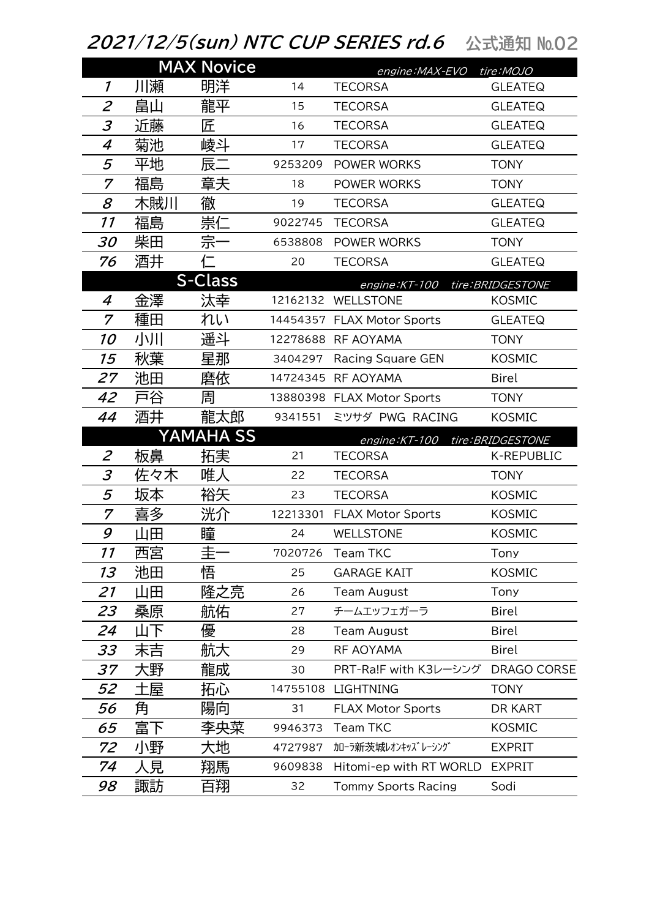# 2021/12/5(sun) NTC CUP SERIES rd.6　公式通知 №02

| MAX Novice | | | | engine:MAX-EVO | tire:MOJO |
|---|---|---|---|---|---|
| 1 | 川瀬 | 明洋 | 14 | TECORSA | GLEATEQ |
| 2 | 畠山 | 龍平 | 15 | TECORSA | GLEATEQ |
| 3 | 近藤 | 匠 | 16 | TECORSA | GLEATEQ |
| 4 | 菊池 | 崚斗 | 17 | TECORSA | GLEATEQ |
| 5 | 平地 | 辰二 | 9253209 | POWER WORKS | TONY |
| 7 | 福島 | 章夫 | 18 | POWER WORKS | TONY |
| 8 | 木賊川 | 徹 | 19 | TECORSA | GLEATEQ |
| 11 | 福島 | 崇仁 | 9022745 | TECORSA | GLEATEQ |
| 30 | 柴田 | 宗一 | 6538808 | POWER WORKS | TONY |
| 76 | 酒井 | 仁 | 20 | TECORSA | GLEATEQ |

| S-Class | | | | engine:KT-100 | tire:BRIDGESTONE |
|---|---|---|---|---|---|
| 4 | 金澤 | 汰幸 | 12162132 | WELLSTONE | KOSMIC |
| 7 | 種田 | れい | 14454357 | FLAX Motor Sports | GLEATEQ |
| 10 | 小川 | 遥斗 | 12278688 | RF AOYAMA | TONY |
| 15 | 秋葉 | 星那 | 3404297 | Racing Square GEN | KOSMIC |
| 27 | 池田 | 磨依 | 14724345 | RF AOYAMA | Birel |
| 42 | 戸谷 | 周 | 13880398 | FLAX Motor Sports | TONY |
| 44 | 酒井 | 龍太郎 | 9341551 | ミツサダ PWG RACING | KOSMIC |

| YAMAHA SS | | | | engine:KT-100 | tire:BRIDGESTONE |
|---|---|---|---|---|---|
| 2 | 板鼻 | 拓実 | 21 | TECORSA | K-REPUBLIC |
| 3 | 佐々木 | 唯人 | 22 | TECORSA | TONY |
| 5 | 坂本 | 裕矢 | 23 | TECORSA | KOSMIC |
| 7 | 喜多 | 洸介 | 12213301 | FLAX Motor Sports | KOSMIC |
| 9 | 山田 | 瞳 | 24 | WELLSTONE | KOSMIC |
| 11 | 西宮 | 圭一 | 7020726 | Team TKC | Tony |
| 13 | 池田 | 悟 | 25 | GARAGE KAIT | KOSMIC |
| 21 | 山田 | 隆之亮 | 26 | Team August | Tony |
| 23 | 桑原 | 航佑 | 27 | チームエッフェガーラ | Birel |
| 24 | 山下 | 優 | 28 | Team August | Birel |
| 33 | 末吉 | 航大 | 29 | RF AOYAMA | Birel |
| 37 | 大野 | 龍成 | 30 | PRT-Ra!F with K3レーシング | DRAGO CORSE |
| 52 | 土屋 | 拓心 | 14755108 | LIGHTNING | TONY |
| 56 | 角 | 陽向 | 31 | FLAX Motor Sports | DR KART |
| 65 | 富下 | 李央菜 | 9946373 | Team TKC | KOSMIC |
| 72 | 小野 | 大地 | 4727987 | ｶﾛｰﾗ新茨城ﾚｵﾝｷｯｽﾞﾚｰｼﾝｸﾞ | EXPRIT |
| 74 | 人見 | 翔馬 | 9609838 | Hitomi-ep with RT WORLD | EXPRIT |
| 98 | 諏訪 | 百翔 | 32 | Tommy Sports Racing | Sodi |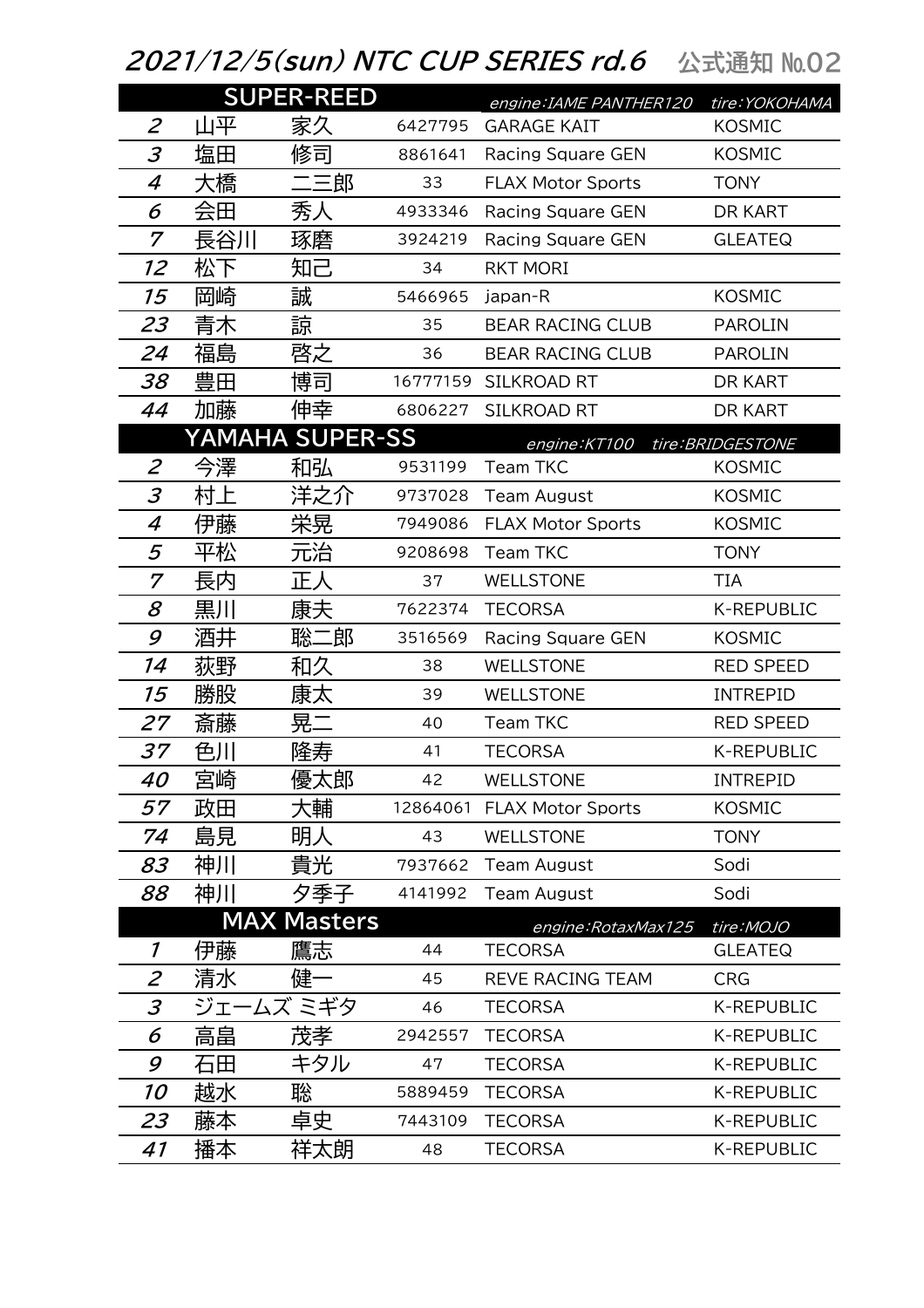# 2021/12/5(sun) NTC CUP SERIES rd.6　公式通知 №02

| | | | | | |
|---|---|---|---|---|---|
| **SUPER-REED** | | | | *engine:IAME PANTHER120* | *tire:YOKOHAMA* |
| 2 | 山平 | 家久 | 6427795 | GARAGE KAIT | KOSMIC |
| 3 | 塩田 | 修司 | 8861641 | Racing Square GEN | KOSMIC |
| 4 | 大橋 | 二三郎 | 33 | FLAX Motor Sports | TONY |
| 6 | 会田 | 秀人 | 4933346 | Racing Square GEN | DR KART |
| 7 | 長谷川 | 琢磨 | 3924219 | Racing Square GEN | GLEATEQ |
| 12 | 松下 | 知己 | 34 | RKT MORI | |
| 15 | 岡崎 | 誠 | 5466965 | japan-R | KOSMIC |
| 23 | 青木 | 諒 | 35 | BEAR RACING CLUB | PAROLIN |
| 24 | 福島 | 啓之 | 36 | BEAR RACING CLUB | PAROLIN |
| 38 | 豊田 | 博司 | 16777159 | SILKROAD RT | DR KART |
| 44 | 加藤 | 伸幸 | 6806227 | SILKROAD RT | DR KART |
| **YAMAHA SUPER-SS** | | | | *engine:KT100* | *tire:BRIDGESTONE* |
| 2 | 今澤 | 和弘 | 9531199 | Team TKC | KOSMIC |
| 3 | 村上 | 洋之介 | 9737028 | Team August | KOSMIC |
| 4 | 伊藤 | 栄晃 | 7949086 | FLAX Motor Sports | KOSMIC |
| 5 | 平松 | 元治 | 9208698 | Team TKC | TONY |
| 7 | 長内 | 正人 | 37 | WELLSTONE | TIA |
| 8 | 黒川 | 康夫 | 7622374 | TECORSA | K-REPUBLIC |
| 9 | 酒井 | 聡二郎 | 3516569 | Racing Square GEN | KOSMIC |
| 14 | 荻野 | 和久 | 38 | WELLSTONE | RED SPEED |
| 15 | 勝股 | 康太 | 39 | WELLSTONE | INTREPID |
| 27 | 斎藤 | 晃二 | 40 | Team TKC | RED SPEED |
| 37 | 色川 | 隆寿 | 41 | TECORSA | K-REPUBLIC |
| 40 | 宮崎 | 優太郎 | 42 | WELLSTONE | INTREPID |
| 57 | 政田 | 大輔 | 12864061 | FLAX Motor Sports | KOSMIC |
| 74 | 島見 | 明人 | 43 | WELLSTONE | TONY |
| 83 | 神川 | 貴光 | 7937662 | Team August | Sodi |
| 88 | 神川 | 夕季子 | 4141992 | Team August | Sodi |
| **MAX Masters** | | | | *engine:RotaxMax125* | *tire:MOJO* |
| 1 | 伊藤 | 鷹志 | 44 | TECORSA | GLEATEQ |
| 2 | 清水 | 健一 | 45 | REVE RACING TEAM | CRG |
| 3 | ジェームズ ミギタ | | 46 | TECORSA | K-REPUBLIC |
| 6 | 高畠 | 茂孝 | 2942557 | TECORSA | K-REPUBLIC |
| 9 | 石田 | キタル | 47 | TECORSA | K-REPUBLIC |
| 10 | 越水 | 聡 | 5889459 | TECORSA | K-REPUBLIC |
| 23 | 藤本 | 卓史 | 7443109 | TECORSA | K-REPUBLIC |
| 41 | 播本 | 祥太朗 | 48 | TECORSA | K-REPUBLIC |